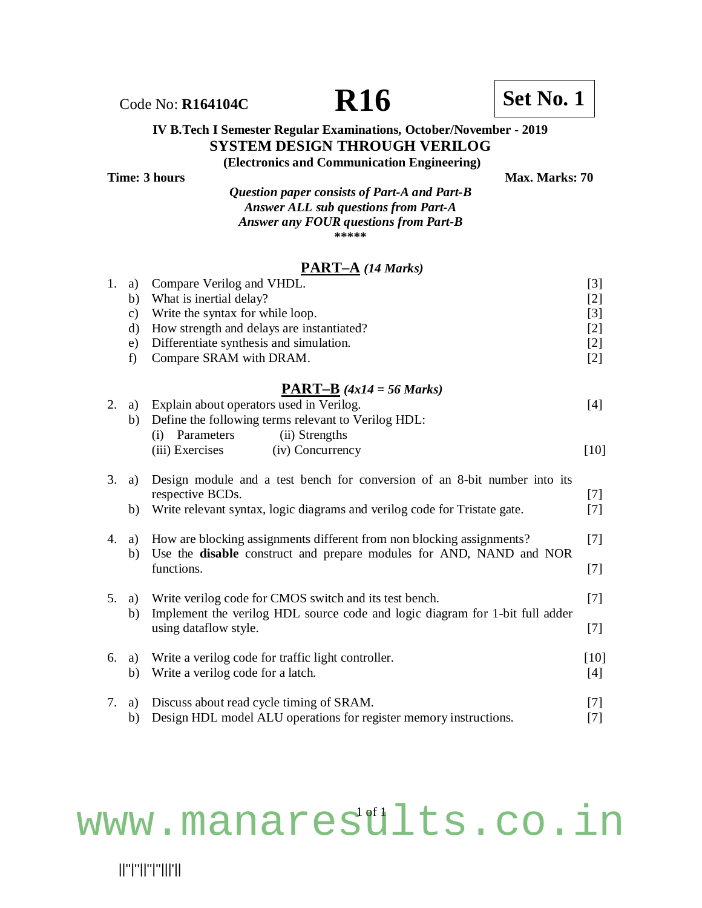Code No: **R164104C** **R16** **Set No. 1**

**IV B.Tech I Semester Regular Examinations, October/November - 2019**

# SYSTEM DESIGN THROUGH VERILOG

**(Electronics and Communication Engineering)**

**Time: 3 hours** **Max. Marks: 70**

***Question paper consists of Part-A and Part-B***
***Answer ALL sub questions from Part-A***
***Answer any FOUR questions from Part-B***

*****

## PART–A *(14 Marks)*

1. a) Compare Verilog and VHDL. [3]
   b) What is inertial delay? [2]
   c) Write the syntax for while loop. [3]
   d) How strength and delays are instantiated? [2]
   e) Differentiate synthesis and simulation. [2]
   f) Compare SRAM with DRAM. [2]

## PART–B *(4x14 = 56 Marks)*

2. a) Explain about operators used in Verilog. [4]
   b) Define the following terms relevant to Verilog HDL:
      (i) Parameters (ii) Strengths
      (iii) Exercises (iv) Concurrency [10]

3. a) Design module and a test bench for conversion of an 8-bit number into its respective BCDs. [7]
   b) Write relevant syntax, logic diagrams and verilog code for Tristate gate. [7]

4. a) How are blocking assignments different from non blocking assignments? [7]
   b) Use the **disable** construct and prepare modules for AND, NAND and NOR functions. [7]

5. a) Write verilog code for CMOS switch and its test bench. [7]
   b) Implement the verilog HDL source code and logic diagram for 1-bit full adder using dataflow style. [7]

6. a) Write a verilog code for traffic light controller. [10]
   b) Write a verilog code for a latch. [4]

7. a) Discuss about read cycle timing of SRAM. [7]
   b) Design HDL model ALU operations for register memory instructions. [7]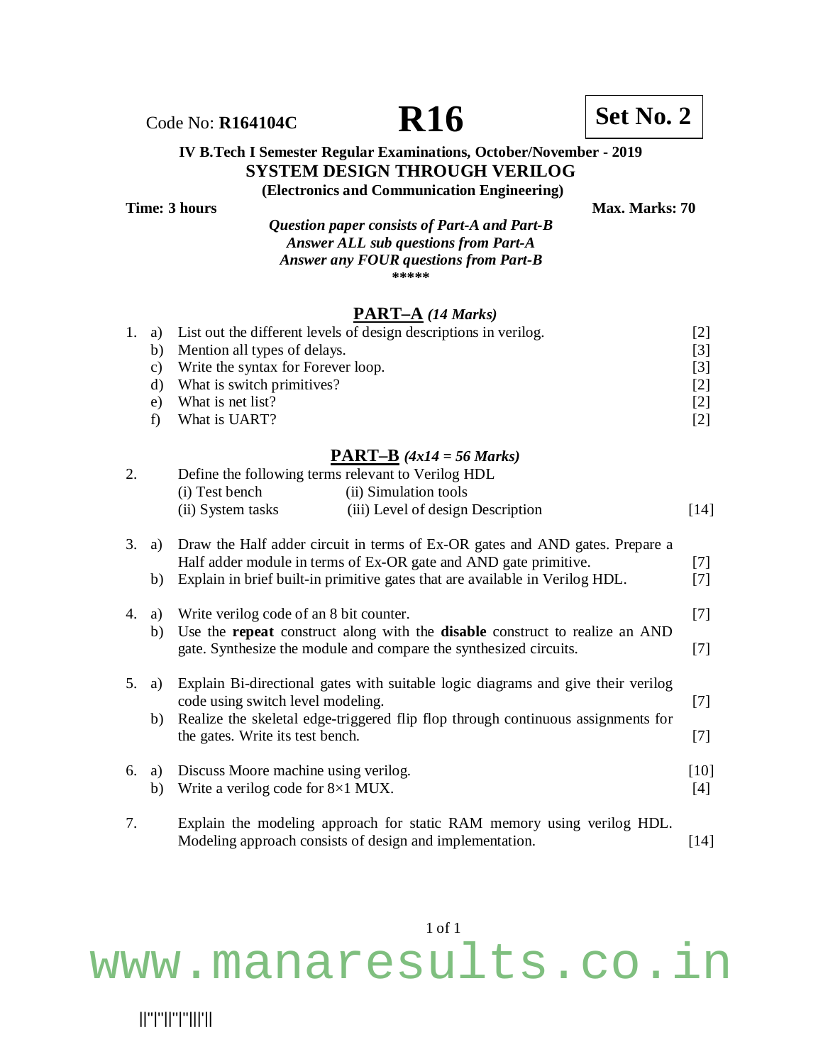Code No: **R164104C**

# R16

**Set No. 2**

**IV B.Tech I Semester Regular Examinations, October/November - 2019**

## SYSTEM DESIGN THROUGH VERILOG

**(Electronics and Communication Engineering)**

**Time: 3 hours** **Max. Marks: 70**

***Question paper consists of Part-A and Part-B***
***Answer ALL sub questions from Part-A***
***Answer any FOUR questions from Part-B***

\*\*\*\*\*

## PART–A *(14 Marks)*

1. a) List out the different levels of design descriptions in verilog. [2]
   b) Mention all types of delays. [3]
   c) Write the syntax for Forever loop. [3]
   d) What is switch primitives? [2]
   e) What is net list? [2]
   f) What is UART? [2]

## PART–B *(4x14 = 56 Marks)*

2. Define the following terms relevant to Verilog HDL
   (i) Test bench (ii) Simulation tools
   (ii) System tasks (iii) Level of design Description [14]

3. a) Draw the Half adder circuit in terms of Ex-OR gates and AND gates. Prepare a Half adder module in terms of Ex-OR gate and AND gate primitive. [7]
   b) Explain in brief built-in primitive gates that are available in Verilog HDL. [7]

4. a) Write verilog code of an 8 bit counter. [7]
   b) Use the **repeat** construct along with the **disable** construct to realize an AND gate. Synthesize the module and compare the synthesized circuits. [7]

5. a) Explain Bi-directional gates with suitable logic diagrams and give their verilog code using switch level modeling. [7]
   b) Realize the skeletal edge-triggered flip flop through continuous assignments for the gates. Write its test bench. [7]

6. a) Discuss Moore machine using verilog. [10]
   b) Write a verilog code for 8×1 MUX. [4]

7. Explain the modeling approach for static RAM memory using verilog HDL. Modeling approach consists of design and implementation. [14]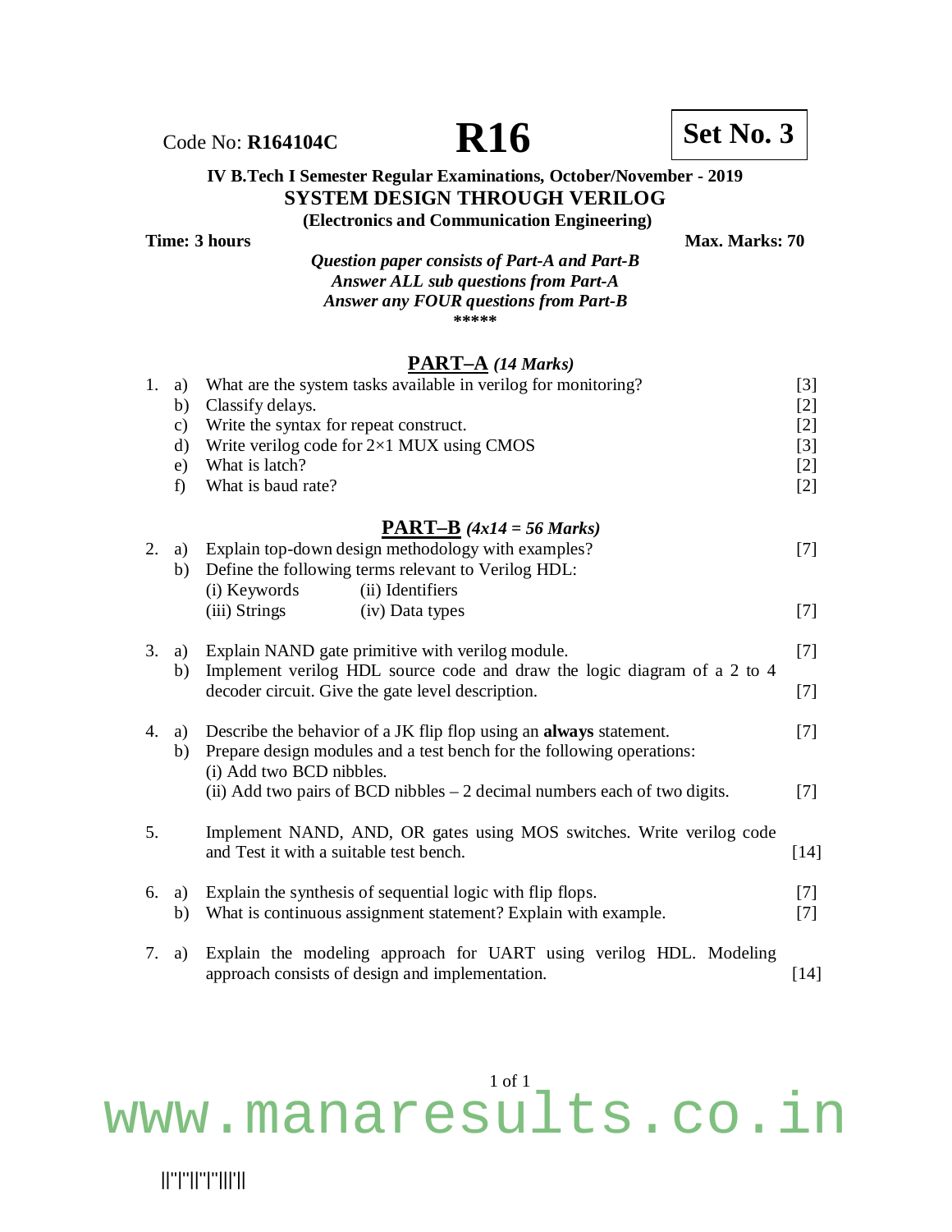Code No: **R164104C** **R16** **Set No. 3**

**IV B.Tech I Semester Regular Examinations, October/November - 2019**

**SYSTEM DESIGN THROUGH VERILOG**

**(Electronics and Communication Engineering)**

**Time: 3 hours** **Max. Marks: 70**

***Question paper consists of Part-A and Part-B***
***Answer ALL sub questions from Part-A***
***Answer any FOUR questions from Part-B***

\*\*\*\*\*

## PART–A *(14 Marks)*

1. a) What are the system tasks available in verilog for monitoring? [3]
   b) Classify delays. [2]
   c) Write the syntax for repeat construct. [2]
   d) Write verilog code for 2×1 MUX using CMOS [3]
   e) What is latch? [2]
   f) What is baud rate? [2]

## PART–B *(4x14 = 56 Marks)*

2. a) Explain top-down design methodology with examples? [7]
   b) Define the following terms relevant to Verilog HDL:
      (i) Keywords (ii) Identifiers
      (iii) Strings (iv) Data types [7]

3. a) Explain NAND gate primitive with verilog module. [7]
   b) Implement verilog HDL source code and draw the logic diagram of a 2 to 4 decoder circuit. Give the gate level description. [7]

4. a) Describe the behavior of a JK flip flop using an **always** statement. [7]
   b) Prepare design modules and a test bench for the following operations:
      (i) Add two BCD nibbles.
      (ii) Add two pairs of BCD nibbles – 2 decimal numbers each of two digits. [7]

5. Implement NAND, AND, OR gates using MOS switches. Write verilog code and Test it with a suitable test bench. [14]

6. a) Explain the synthesis of sequential logic with flip flops. [7]
   b) What is continuous assignment statement? Explain with example. [7]

7. a) Explain the modeling approach for UART using verilog HDL. Modeling approach consists of design and implementation. [14]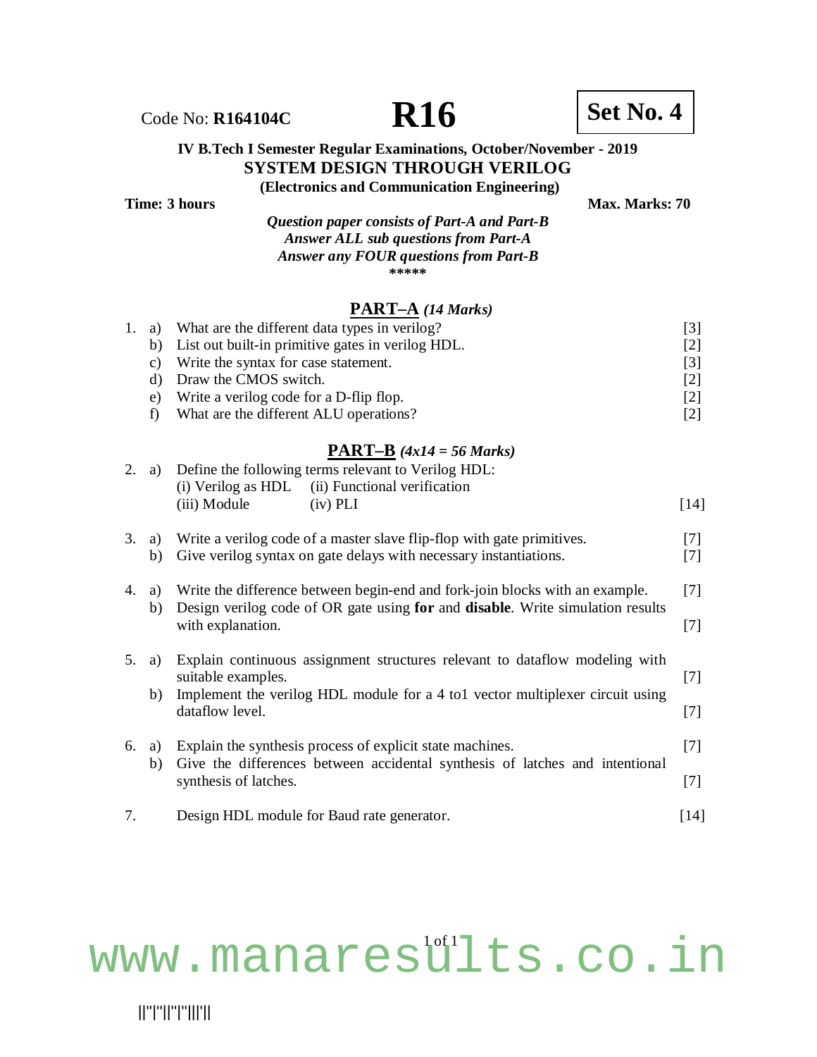Code No: **R164104C** **R16** **Set No. 4**

**IV B.Tech I Semester Regular Examinations, October/November - 2019**
**SYSTEM DESIGN THROUGH VERILOG**
**(Electronics and Communication Engineering)**

**Time: 3 hours** **Max. Marks: 70**

***Question paper consists of Part-A and Part-B***
***Answer ALL sub questions from Part-A***
***Answer any FOUR questions from Part-B***
*****

## PART–A *(14 Marks)*

1. a) What are the different data types in verilog? [3]
   b) List out built-in primitive gates in verilog HDL. [2]
   c) Write the syntax for case statement. [3]
   d) Draw the CMOS switch. [2]
   e) Write a verilog code for a D-flip flop. [2]
   f) What are the different ALU operations? [2]

## PART–B *(4x14 = 56 Marks)*

2. a) Define the following terms relevant to Verilog HDL:
   (i) Verilog as HDL (ii) Functional verification
   (iii) Module (iv) PLI [14]

3. a) Write a verilog code of a master slave flip-flop with gate primitives. [7]
   b) Give verilog syntax on gate delays with necessary instantiations. [7]

4. a) Write the difference between begin-end and fork-join blocks with an example. [7]
   b) Design verilog code of OR gate using **for** and **disable**. Write simulation results with explanation. [7]

5. a) Explain continuous assignment structures relevant to dataflow modeling with suitable examples. [7]
   b) Implement the verilog HDL module for a 4 to1 vector multiplexer circuit using dataflow level. [7]

6. a) Explain the synthesis process of explicit state machines. [7]
   b) Give the differences between accidental synthesis of latches and intentional synthesis of latches. [7]

7. Design HDL module for Baud rate generator. [14]